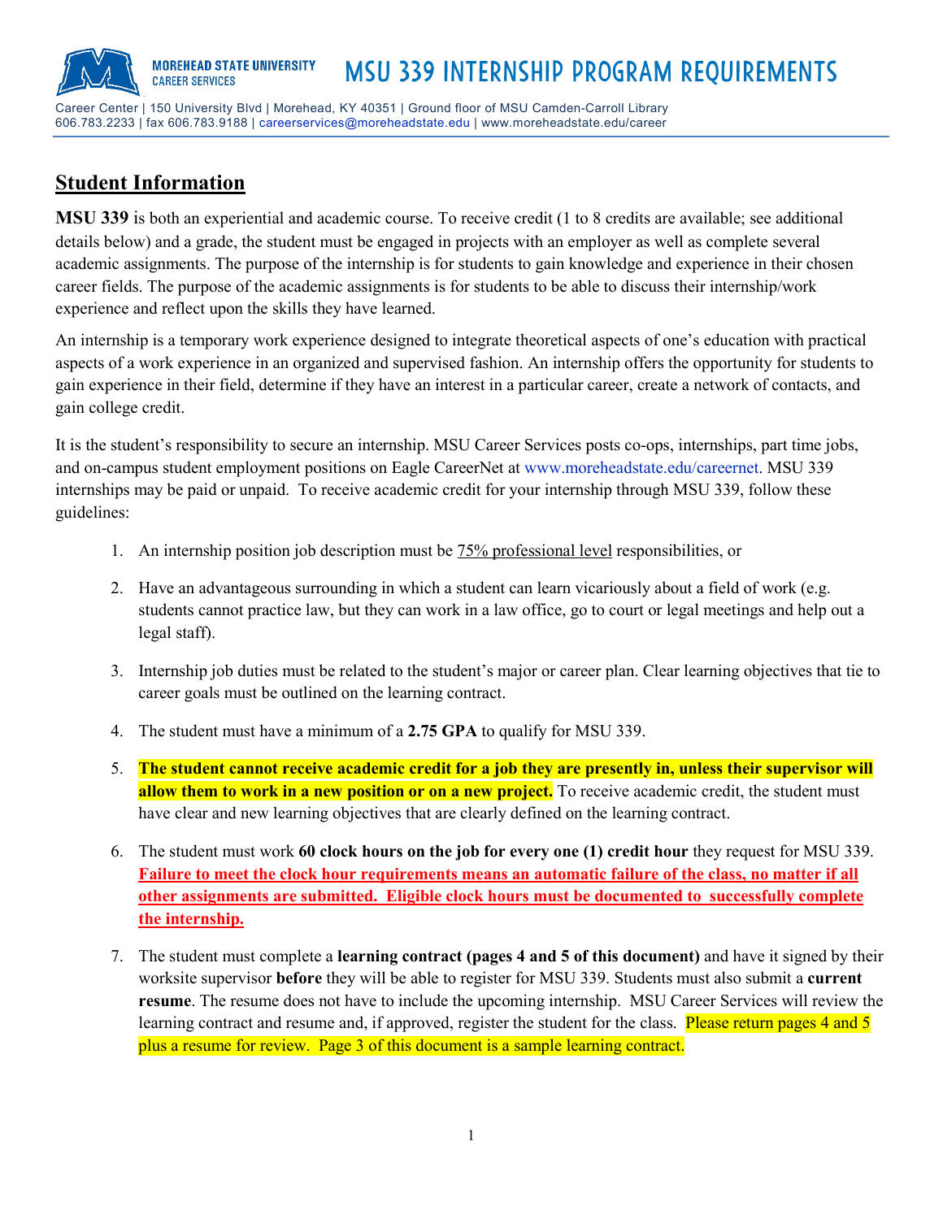MOREHEAD STATE UNIVERSITY
CAREER SERVICES

# MSU 339 INTERNSHIP PROGRAM REQUIREMENTS

Career Center | 150 University Blvd | Morehead, KY 40351 | Ground floor of MSU Camden-Carroll Library
606.783.2233 | fax 606.783.9188 | careerservices@moreheadstate.edu | www.moreheadstate.edu/career

## Student Information

**MSU 339** is both an experiential and academic course. To receive credit (1 to 8 credits are available; see additional details below) and a grade, the student must be engaged in projects with an employer as well as complete several academic assignments. The purpose of the internship is for students to gain knowledge and experience in their chosen career fields. The purpose of the academic assignments is for students to be able to discuss their internship/work experience and reflect upon the skills they have learned.

An internship is a temporary work experience designed to integrate theoretical aspects of one's education with practical aspects of a work experience in an organized and supervised fashion. An internship offers the opportunity for students to gain experience in their field, determine if they have an interest in a particular career, create a network of contacts, and gain college credit.

It is the student's responsibility to secure an internship. MSU Career Services posts co-ops, internships, part time jobs, and on-campus student employment positions on Eagle CareerNet at www.moreheadstate.edu/careernet. MSU 339 internships may be paid or unpaid. To receive academic credit for your internship through MSU 339, follow these guidelines:

1. An internship position job description must be 75% professional level responsibilities, or
2. Have an advantageous surrounding in which a student can learn vicariously about a field of work (e.g. students cannot practice law, but they can work in a law office, go to court or legal meetings and help out a legal staff).
3. Internship job duties must be related to the student's major or career plan. Clear learning objectives that tie to career goals must be outlined on the learning contract.
4. The student must have a minimum of a **2.75 GPA** to qualify for MSU 339.
5. **The student cannot receive academic credit for a job they are presently in, unless their supervisor will allow them to work in a new position or on a new project.** To receive academic credit, the student must have clear and new learning objectives that are clearly defined on the learning contract.
6. The student must work **60 clock hours on the job for every one (1) credit hour** they request for MSU 339. **Failure to meet the clock hour requirements means an automatic failure of the class, no matter if all other assignments are submitted. Eligible clock hours must be documented to successfully complete the internship.**
7. The student must complete a **learning contract (pages 4 and 5 of this document)** and have it signed by their worksite supervisor **before** they will be able to register for MSU 339. Students must also submit a **current resume**. The resume does not have to include the upcoming internship. MSU Career Services will review the learning contract and resume and, if approved, register the student for the class. Please return pages 4 and 5 plus a resume for review. Page 3 of this document is a sample learning contract.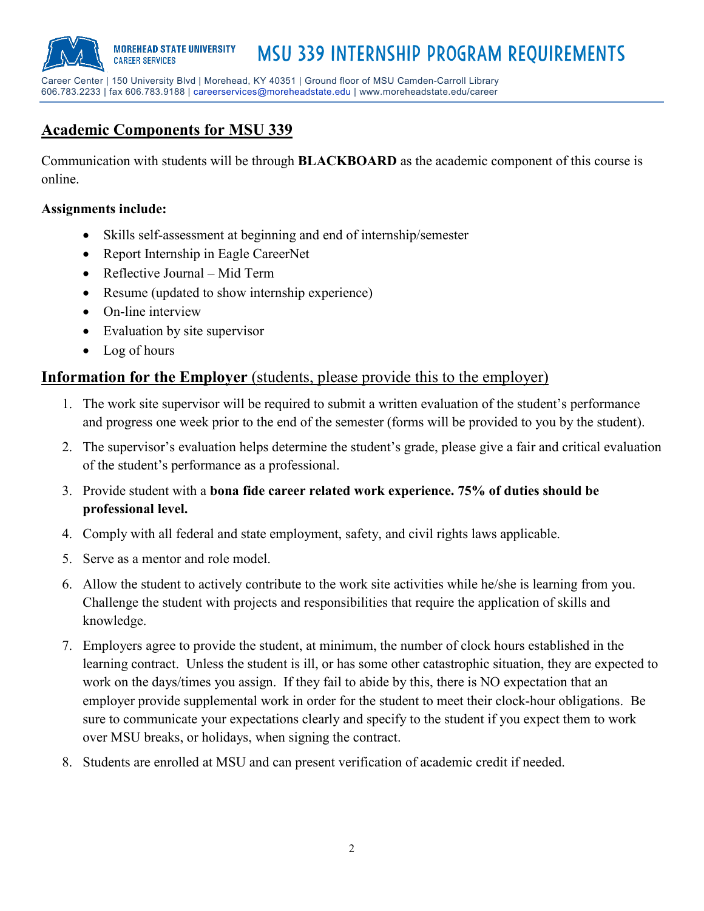## Academic Components for MSU 339

Communication with students will be through **BLACKBOARD** as the academic component of this course is online.

**Assignments include:**

- Skills self-assessment at beginning and end of internship/semester
- Report Internship in Eagle CareerNet
- Reflective Journal – Mid Term
- Resume (updated to show internship experience)
- On-line interview
- Evaluation by site supervisor
- Log of hours

## Information for the Employer (students, please provide this to the employer)

1. The work site supervisor will be required to submit a written evaluation of the student's performance and progress one week prior to the end of the semester (forms will be provided to you by the student).
2. The supervisor's evaluation helps determine the student's grade, please give a fair and critical evaluation of the student's performance as a professional.
3. Provide student with a **bona fide career related work experience. 75% of duties should be professional level.**
4. Comply with all federal and state employment, safety, and civil rights laws applicable.
5. Serve as a mentor and role model.
6. Allow the student to actively contribute to the work site activities while he/she is learning from you. Challenge the student with projects and responsibilities that require the application of skills and knowledge.
7. Employers agree to provide the student, at minimum, the number of clock hours established in the learning contract. Unless the student is ill, or has some other catastrophic situation, they are expected to work on the days/times you assign. If they fail to abide by this, there is NO expectation that an employer provide supplemental work in order for the student to meet their clock-hour obligations. Be sure to communicate your expectations clearly and specify to the student if you expect them to work over MSU breaks, or holidays, when signing the contract.
8. Students are enrolled at MSU and can present verification of academic credit if needed.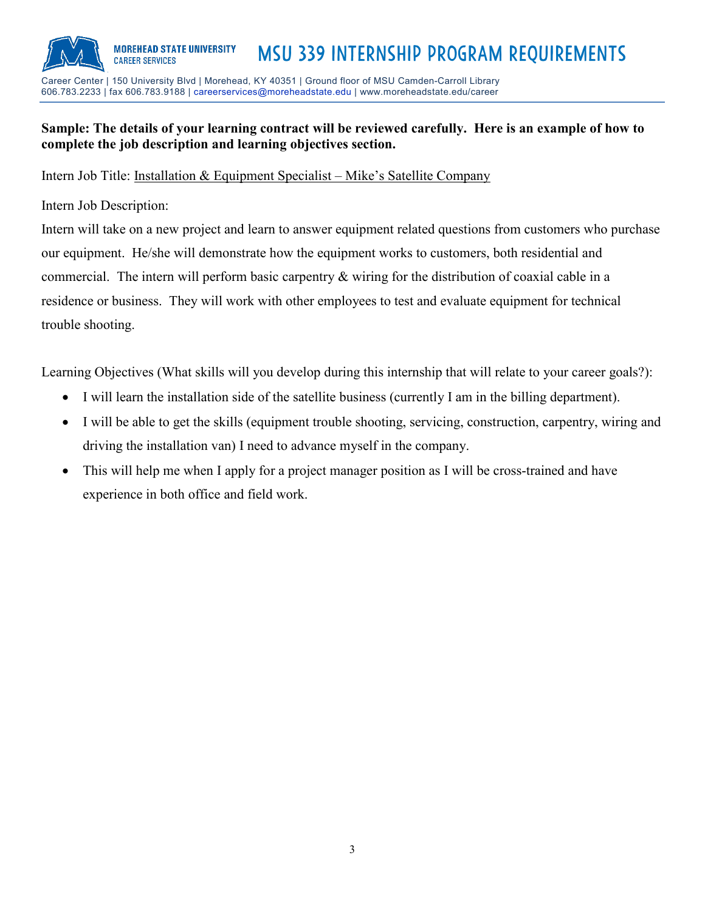**Sample: The details of your learning contract will be reviewed carefully. Here is an example of how to complete the job description and learning objectives section.**

Intern Job Title: Installation & Equipment Specialist – Mike's Satellite Company

Intern Job Description:

Intern will take on a new project and learn to answer equipment related questions from customers who purchase our equipment. He/she will demonstrate how the equipment works to customers, both residential and commercial. The intern will perform basic carpentry & wiring for the distribution of coaxial cable in a residence or business. They will work with other employees to test and evaluate equipment for technical trouble shooting.

Learning Objectives (What skills will you develop during this internship that will relate to your career goals?):

- I will learn the installation side of the satellite business (currently I am in the billing department).
- I will be able to get the skills (equipment trouble shooting, servicing, construction, carpentry, wiring and driving the installation van) I need to advance myself in the company.
- This will help me when I apply for a project manager position as I will be cross-trained and have experience in both office and field work.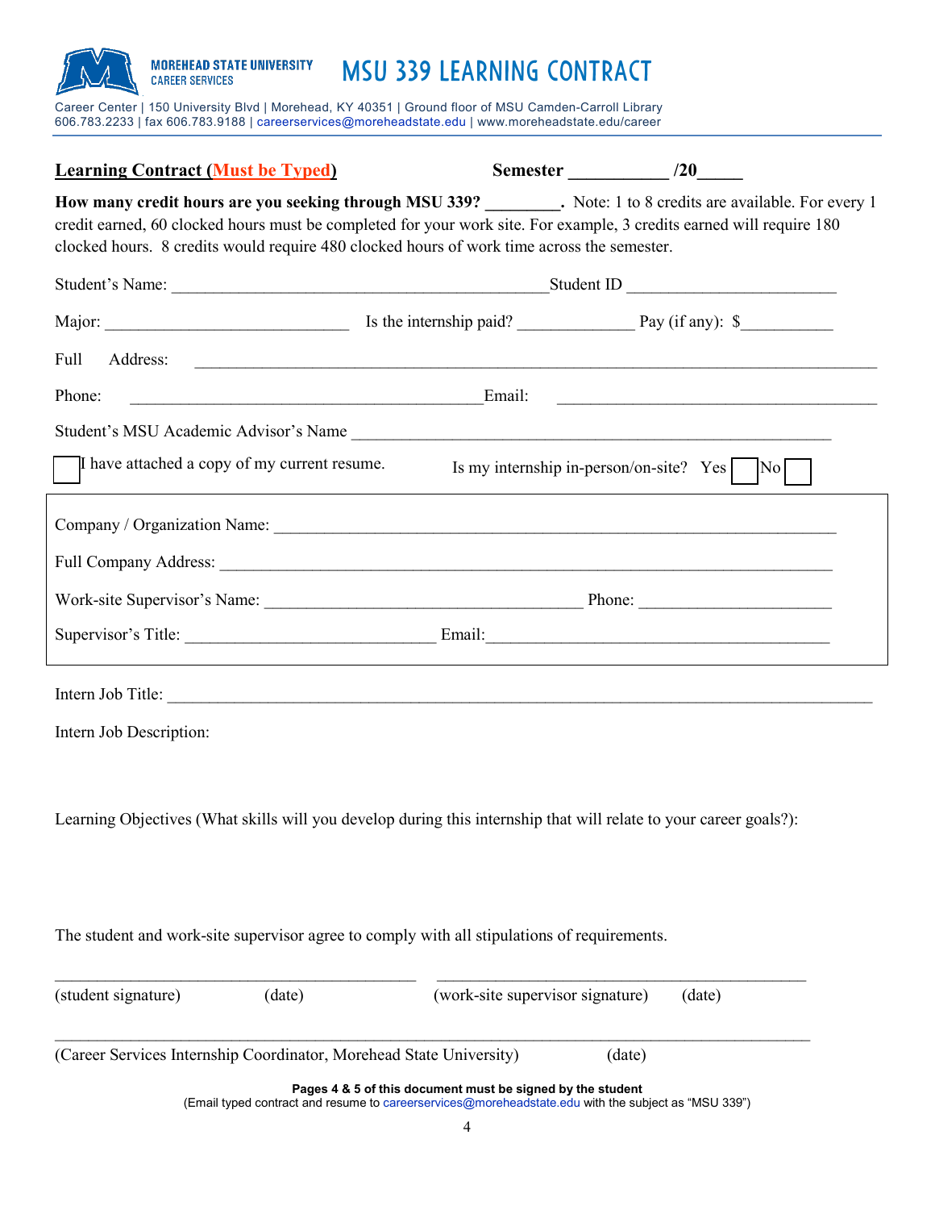**MOREHEAD STATE UNIVERSITY**
CAREER SERVICES

# MSU 339 LEARNING CONTRACT

Career Center | 150 University Blvd | Morehead, KY 40351 | Ground floor of MSU Camden-Carroll Library
606.783.2233 | fax 606.783.9188 | careerservices@moreheadstate.edu | www.moreheadstate.edu/career

**Learning Contract (Must be Typed)** **Semester __________ /20_____**

**How many credit hours are you seeking through MSU 339? ________.** Note: 1 to 8 credits are available. For every 1 credit earned, 60 clocked hours must be completed for your work site. For example, 3 credits earned will require 180 clocked hours. 8 credits would require 480 clocked hours of work time across the semester.

Student's Name: ____________________________________________ Student ID ________________________

Major: ____________________________ Is the internship paid? _____________ Pay (if any): $__________

Full Address: ________________________________________________________________________________

Phone: ________________________________________ Email: ____________________________________

Student's MSU Academic Advisor's Name ______________________________________________________

☐ I have attached a copy of my current resume. Is my internship in-person/on-site? Yes ☐ No ☐

Company / Organization Name: ________________________________________________________________

Full Company Address: ______________________________________________________________________

Work-site Supervisor's Name: _____________________________________ Phone: _____________________

Supervisor's Title: _____________________________ Email: ________________________________________

Intern Job Title: ____________________________________________________________________________

Intern Job Description:

Learning Objectives (What skills will you develop during this internship that will relate to your career goals?):

The student and work-site supervisor agree to comply with all stipulations of requirements.

__________________________________________ __________________________________________
(student signature) (date) (work-site supervisor signature) (date)

____________________________________________________________________________________
(Career Services Internship Coordinator, Morehead State University) (date)

**Pages 4 & 5 of this document must be signed by the student**
(Email typed contract and resume to careerservices@moreheadstate.edu with the subject as "MSU 339")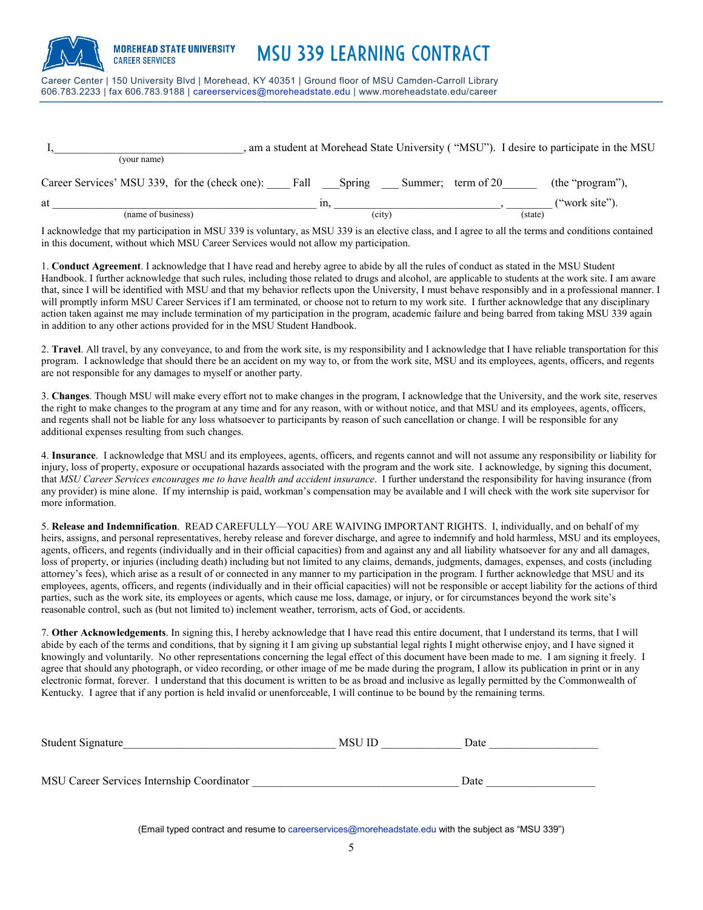MOREHEAD STATE UNIVERSITY
CAREER SERVICES

# MSU 339 LEARNING CONTRACT

Career Center | 150 University Blvd | Morehead, KY 40351 | Ground floor of MSU Camden-Carroll Library
606.783.2233 | fax 606.783.9188 | careerservices@moreheadstate.edu | www.moreheadstate.edu/career

I,________________________________, am a student at Morehead State University ( "MSU"). I desire to participate in the MSU
(your name)

Career Services' MSU 339, for the (check one): ____ Fall ___Spring ___ Summer; term of 20______ (the "program"),

at ____________________________________________ in, ____________________________, ________ ("work site").
(name of business) (city) (state)

I acknowledge that my participation in MSU 339 is voluntary, as MSU 339 is an elective class, and I agree to all the terms and conditions contained in this document, without which MSU Career Services would not allow my participation.

1. **Conduct Agreement**. I acknowledge that I have read and hereby agree to abide by all the rules of conduct as stated in the MSU Student Handbook. I further acknowledge that such rules, including those related to drugs and alcohol, are applicable to students at the work site. I am aware that, since I will be identified with MSU and that my behavior reflects upon the University, I must behave responsibly and in a professional manner. I will promptly inform MSU Career Services if I am terminated, or choose not to return to my work site. I further acknowledge that any disciplinary action taken against me may include termination of my participation in the program, academic failure and being barred from taking MSU 339 again in addition to any other actions provided for in the MSU Student Handbook.

2. **Travel**. All travel, by any conveyance, to and from the work site, is my responsibility and I acknowledge that I have reliable transportation for this program. I acknowledge that should there be an accident on my way to, or from the work site, MSU and its employees, agents, officers, and regents are not responsible for any damages to myself or another party.

3. **Changes**. Though MSU will make every effort not to make changes in the program, I acknowledge that the University, and the work site, reserves the right to make changes to the program at any time and for any reason, with or without notice, and that MSU and its employees, agents, officers, and regents shall not be liable for any loss whatsoever to participants by reason of such cancellation or change. I will be responsible for any additional expenses resulting from such changes.

4. **Insurance**. I acknowledge that MSU and its employees, agents, officers, and regents cannot and will not assume any responsibility or liability for injury, loss of property, exposure or occupational hazards associated with the program and the work site. I acknowledge, by signing this document, that *MSU Career Services encourages me to have health and accident insurance*. I further understand the responsibility for having insurance (from any provider) is mine alone. If my internship is paid, workman's compensation may be available and I will check with the work site supervisor for more information.

5. **Release and Indemnification**. READ CAREFULLY—YOU ARE WAIVING IMPORTANT RIGHTS. I, individually, and on behalf of my heirs, assigns, and personal representatives, hereby release and forever discharge, and agree to indemnify and hold harmless, MSU and its employees, agents, officers, and regents (individually and in their official capacities) from and against any and all liability whatsoever for any and all damages, loss of property, or injuries (including death) including but not limited to any claims, demands, judgments, damages, expenses, and costs (including attorney's fees), which arise as a result of or connected in any manner to my participation in the program. I further acknowledge that MSU and its employees, agents, officers, and regents (individually and in their official capacities) will not be responsible or accept liability for the actions of third parties, such as the work site, its employees or agents, which cause me loss, damage, or injury, or for circumstances beyond the work site's reasonable control, such as (but not limited to) inclement weather, terrorism, acts of God, or accidents.

7. **Other Acknowledgements**. In signing this, I hereby acknowledge that I have read this entire document, that I understand its terms, that I will abide by each of the terms and conditions, that by signing it I am giving up substantial legal rights I might otherwise enjoy, and I have signed it knowingly and voluntarily. No other representations concerning the legal effect of this document have been made to me. I am signing it freely. I agree that should any photograph, or video recording, or other image of me be made during the program, I allow its publication in print or in any electronic format, forever. I understand that this document is written to be as broad and inclusive as legally permitted by the Commonwealth of Kentucky. I agree that if any portion is held invalid or unenforceable, I will continue to be bound by the remaining terms.

Student Signature____________________________________ MSU ID _____________ Date ___________________

MSU Career Services Internship Coordinator ___________________________________ Date ___________________

(Email typed contract and resume to careerservices@moreheadstate.edu with the subject as "MSU 339")